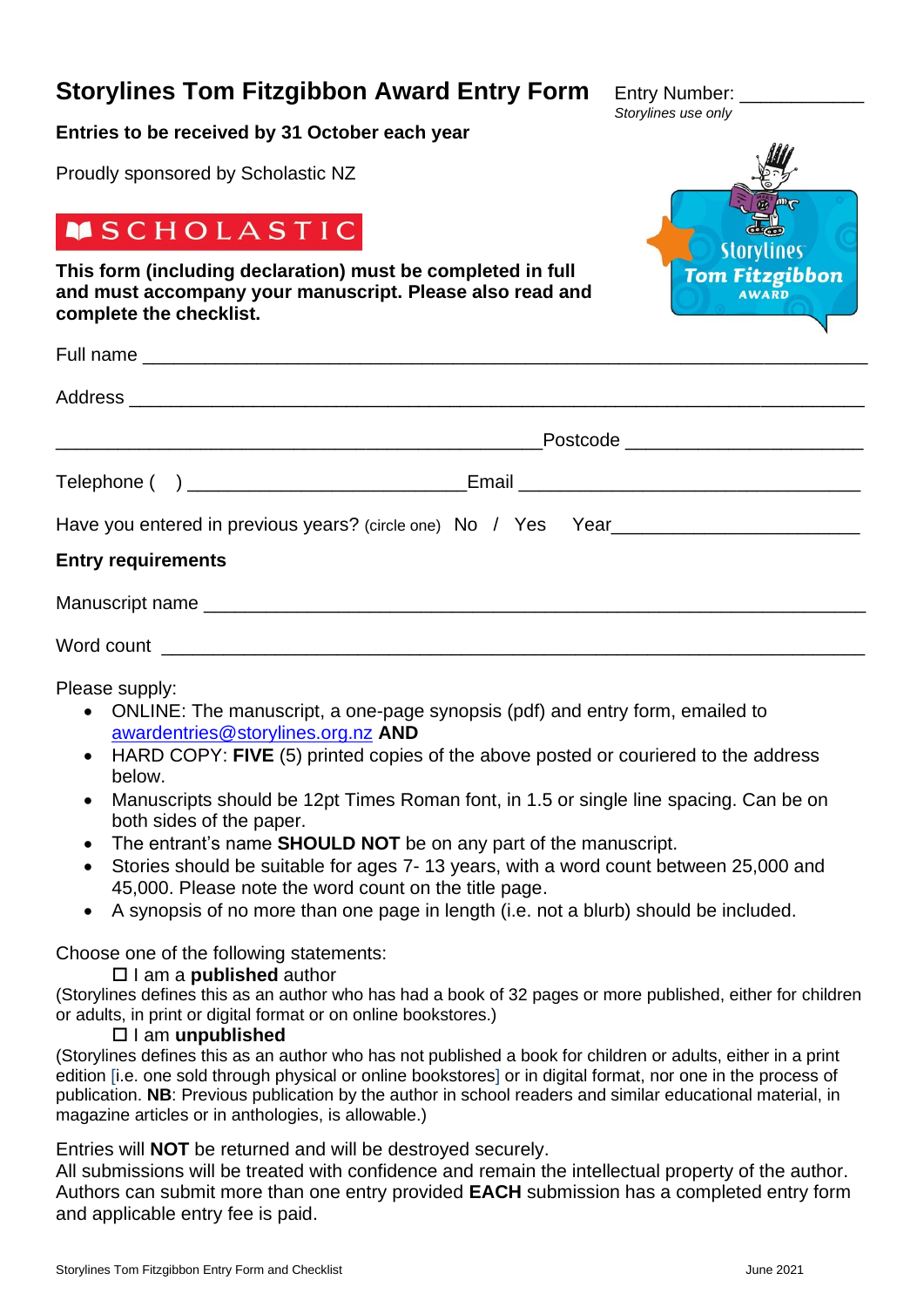# Storylines Tom Fitzgibbon Award Entry Form

Entry Number: ___________
*Storylines use only*

**Entries to be received by 31 October each year**

Proudly sponsored by Scholastic NZ

**This form (including declaration) must be completed in full and must accompany your manuscript. Please also read and complete the checklist.**

Full name ___________________________________________________________________

Address _____________________________________________________________________

_____________________________________________ Postcode _____________________

Telephone (   ) _________________________ Email ______________________________

Have you entered in previous years? (circle one) No / Yes Year_____________________

**Entry requirements**

Manuscript name ______________________________________________________________

Word count ___________________________________________________________________

Please supply:

- ONLINE: The manuscript, a one-page synopsis (pdf) and entry form, emailed to awardentries@storylines.org.nz **AND**
- HARD COPY: **FIVE** (5) printed copies of the above posted or couriered to the address below.
- Manuscripts should be 12pt Times Roman font, in 1.5 or single line spacing. Can be on both sides of the paper.
- The entrant's name **SHOULD NOT** be on any part of the manuscript.
- Stories should be suitable for ages 7- 13 years, with a word count between 25,000 and 45,000. Please note the word count on the title page.
- A synopsis of no more than one page in length (i.e. not a blurb) should be included.

Choose one of the following statements:

☐ I am a **published** author

(Storylines defines this as an author who has had a book of 32 pages or more published, either for children or adults, in print or digital format or on online bookstores.)

☐ I am **unpublished**

(Storylines defines this as an author who has not published a book for children or adults, either in a print edition [i.e. one sold through physical or online bookstores] or in digital format, nor one in the process of publication. **NB**: Previous publication by the author in school readers and similar educational material, in magazine articles or in anthologies, is allowable.)

Entries will **NOT** be returned and will be destroyed securely.
All submissions will be treated with confidence and remain the intellectual property of the author. Authors can submit more than one entry provided **EACH** submission has a completed entry form and applicable entry fee is paid.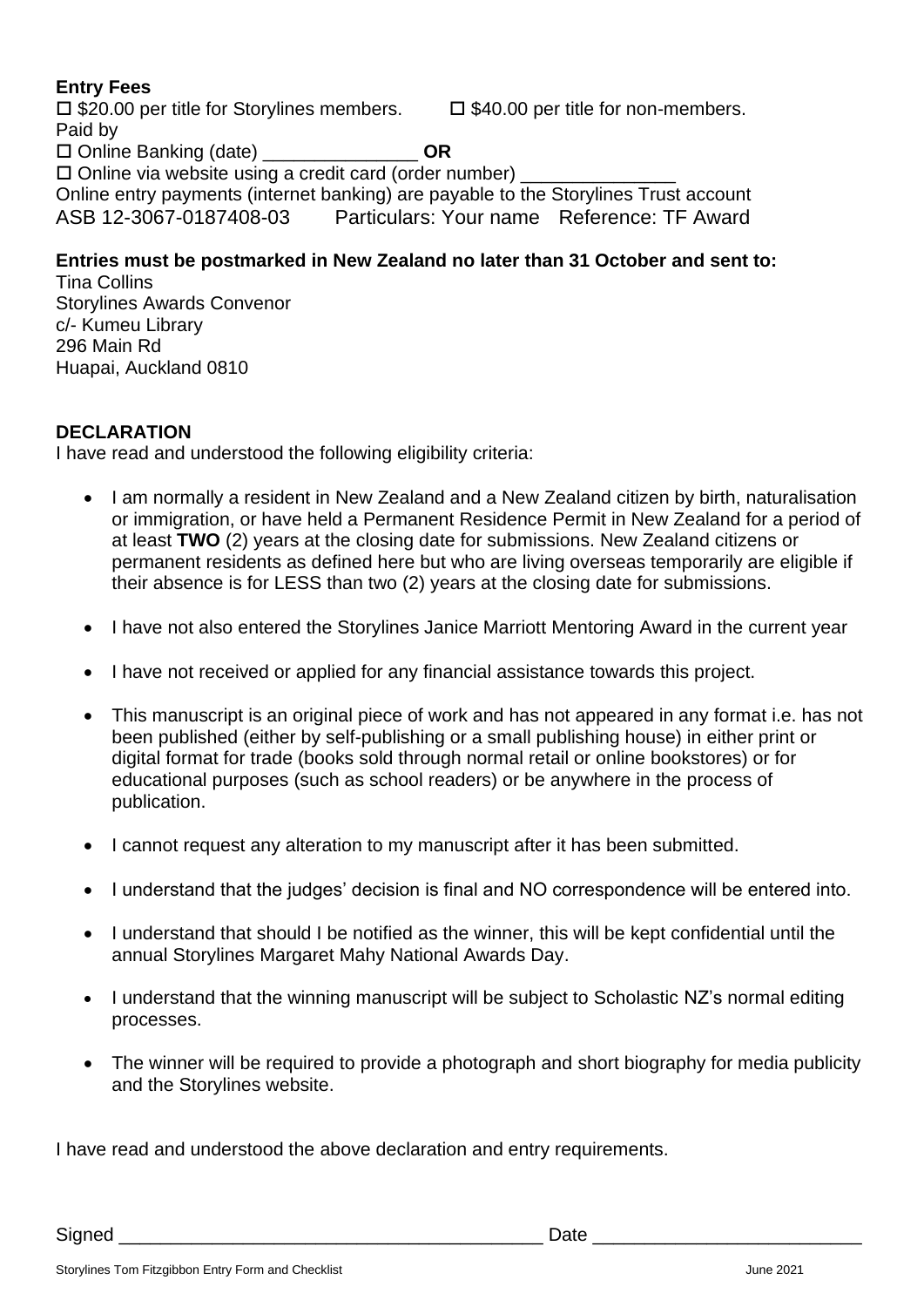**Entry Fees**

☐ $20.00 per title for Storylines members. ☐ $40.00 per title for non-members.

Paid by

☐ Online Banking (date) _______________ **OR**

☐ Online via website using a credit card (order number) _______________

Online entry payments (internet banking) are payable to the Storylines Trust account

ASB 12-3067-0187408-03 Particulars: Your name Reference: TF Award

**Entries must be postmarked in New Zealand no later than 31 October and sent to:**

Tina Collins
Storylines Awards Convenor
c/- Kumeu Library
296 Main Rd
Huapai, Auckland 0810

**DECLARATION**

I have read and understood the following eligibility criteria:

- I am normally a resident in New Zealand and a New Zealand citizen by birth, naturalisation or immigration, or have held a Permanent Residence Permit in New Zealand for a period of at least **TWO** (2) years at the closing date for submissions. New Zealand citizens or permanent residents as defined here but who are living overseas temporarily are eligible if their absence is for LESS than two (2) years at the closing date for submissions.
- I have not also entered the Storylines Janice Marriott Mentoring Award in the current year
- I have not received or applied for any financial assistance towards this project.
- This manuscript is an original piece of work and has not appeared in any format i.e. has not been published (either by self-publishing or a small publishing house) in either print or digital format for trade (books sold through normal retail or online bookstores) or for educational purposes (such as school readers) or be anywhere in the process of publication.
- I cannot request any alteration to my manuscript after it has been submitted.
- I understand that the judges' decision is final and NO correspondence will be entered into.
- I understand that should I be notified as the winner, this will be kept confidential until the annual Storylines Margaret Mahy National Awards Day.
- I understand that the winning manuscript will be subject to Scholastic NZ's normal editing processes.
- The winner will be required to provide a photograph and short biography for media publicity and the Storylines website.

I have read and understood the above declaration and entry requirements.

Signed __________________________________________ Date __________________________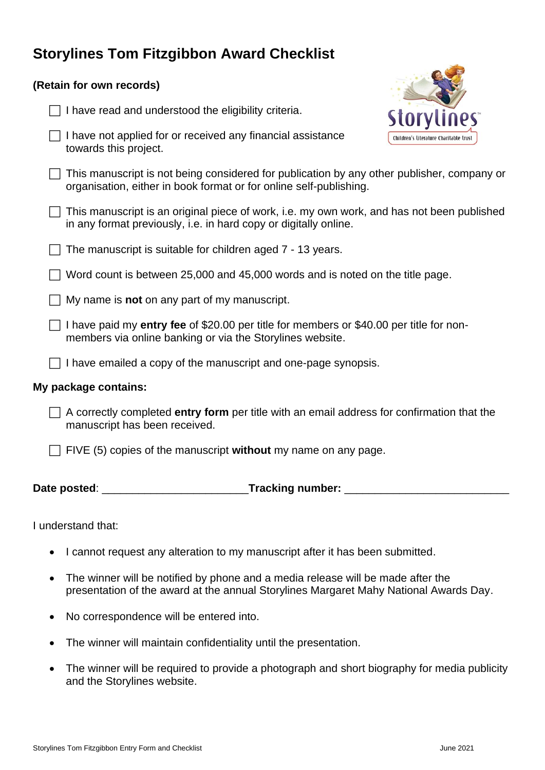# Storylines Tom Fitzgibbon Award Checklist

**(Retain for own records)**

- ☐ I have read and understood the eligibility criteria.
- ☐ I have not applied for or received any financial assistance towards this project.
- ☐ This manuscript is not being considered for publication by any other publisher, company or organisation, either in book format or for online self-publishing.
- ☐ This manuscript is an original piece of work, i.e. my own work, and has not been published in any format previously, i.e. in hard copy or digitally online.
- ☐ The manuscript is suitable for children aged 7 - 13 years.
- ☐ Word count is between 25,000 and 45,000 words and is noted on the title page.
- ☐ My name is **not** on any part of my manuscript.
- ☐ I have paid my **entry fee** of $20.00 per title for members or $40.00 per title for non-members via online banking or via the Storylines website.
- ☐ I have emailed a copy of the manuscript and one-page synopsis.

**My package contains:**

- ☐ A correctly completed **entry form** per title with an email address for confirmation that the manuscript has been received.
- ☐ FIVE (5) copies of the manuscript **without** my name on any page.

**Date posted**: _______________________ **Tracking number:** __________________________

I understand that:

- I cannot request any alteration to my manuscript after it has been submitted.
- The winner will be notified by phone and a media release will be made after the presentation of the award at the annual Storylines Margaret Mahy National Awards Day.
- No correspondence will be entered into.
- The winner will maintain confidentiality until the presentation.
- The winner will be required to provide a photograph and short biography for media publicity and the Storylines website.